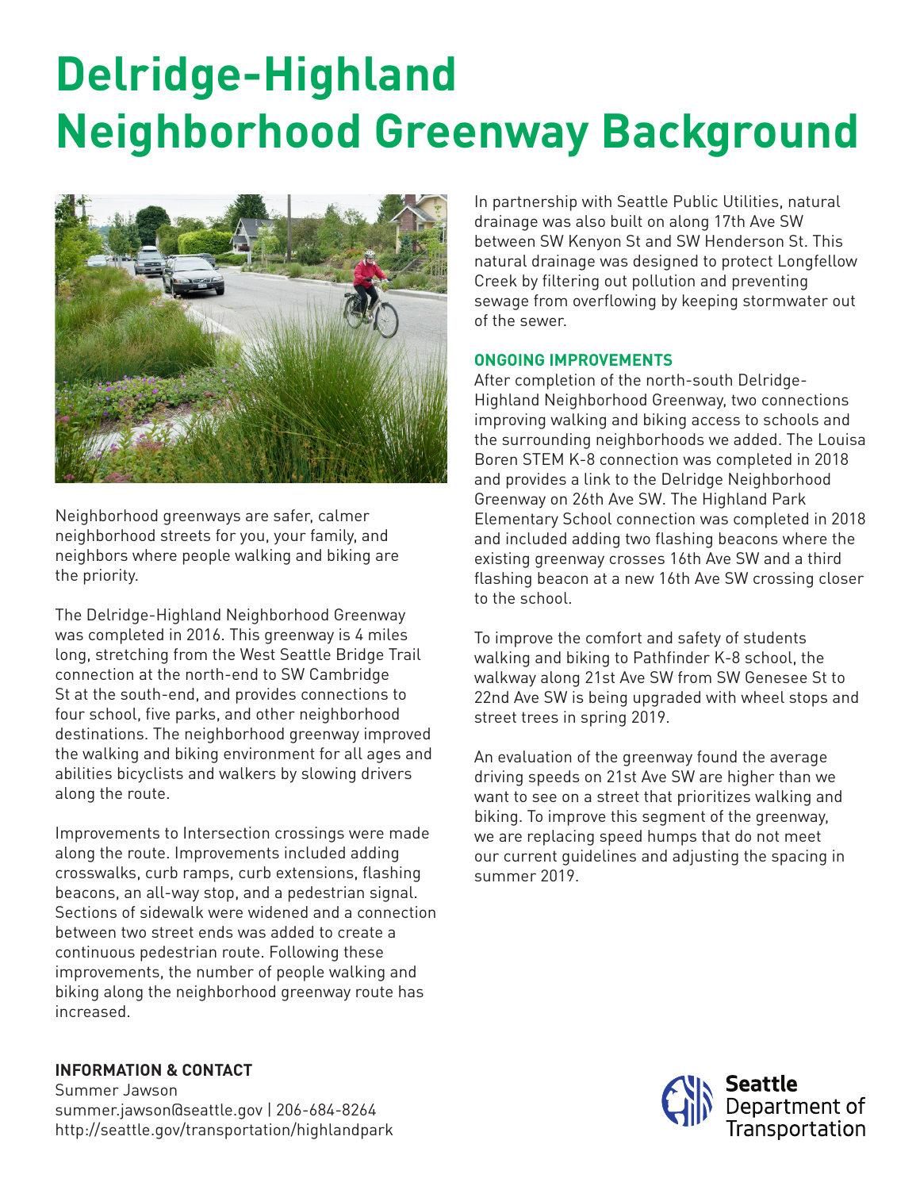# Delridge-Highland Neighborhood Greenway Background

Neighborhood greenways are safer, calmer neighborhood streets for you, your family, and neighbors where people walking and biking are the priority.

The Delridge-Highland Neighborhood Greenway was completed in 2016. This greenway is 4 miles long, stretching from the West Seattle Bridge Trail connection at the north-end to SW Cambridge St at the south-end, and provides connections to four school, five parks, and other neighborhood destinations. The neighborhood greenway improved the walking and biking environment for all ages and abilities bicyclists and walkers by slowing drivers along the route.

Improvements to Intersection crossings were made along the route. Improvements included adding crosswalks, curb ramps, curb extensions, flashing beacons, an all-way stop, and a pedestrian signal. Sections of sidewalk were widened and a connection between two street ends was added to create a continuous pedestrian route. Following these improvements, the number of people walking and biking along the neighborhood greenway route has increased.

In partnership with Seattle Public Utilities, natural drainage was also built on along 17th Ave SW between SW Kenyon St and SW Henderson St. This natural drainage was designed to protect Longfellow Creek by filtering out pollution and preventing sewage from overflowing by keeping stormwater out of the sewer.

## ONGOING IMPROVEMENTS

After completion of the north-south Delridge-Highland Neighborhood Greenway, two connections improving walking and biking access to schools and the surrounding neighborhoods we added. The Louisa Boren STEM K-8 connection was completed in 2018 and provides a link to the Delridge Neighborhood Greenway on 26th Ave SW. The Highland Park Elementary School connection was completed in 2018 and included adding two flashing beacons where the existing greenway crosses 16th Ave SW and a third flashing beacon at a new 16th Ave SW crossing closer to the school.

To improve the comfort and safety of students walking and biking to Pathfinder K-8 school, the walkway along 21st Ave SW from SW Genesee St to 22nd Ave SW is being upgraded with wheel stops and street trees in spring 2019.

An evaluation of the greenway found the average driving speeds on 21st Ave SW are higher than we want to see on a street that prioritizes walking and biking. To improve this segment of the greenway, we are replacing speed humps that do not meet our current guidelines and adjusting the spacing in summer 2019.

**INFORMATION & CONTACT**

Summer Jawson
summer.jawson@seattle.gov | 206-684-8264
http://seattle.gov/transportation/highlandpark

Seattle Department of Transportation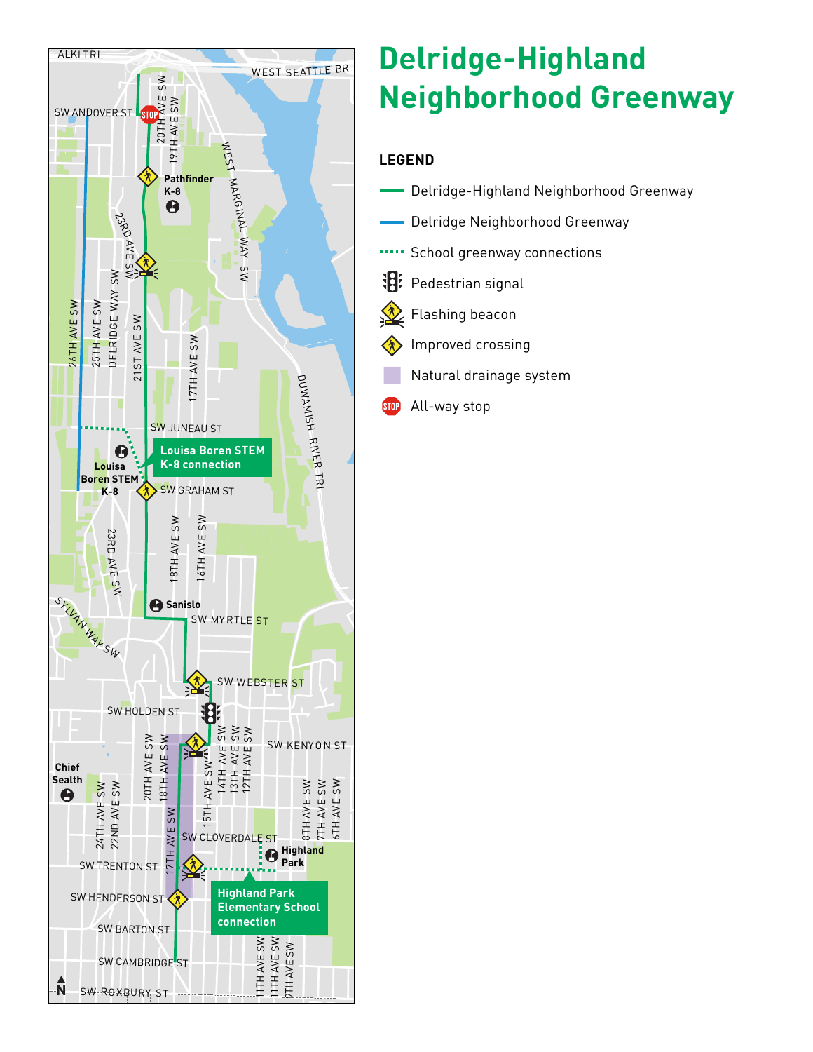# Delridge-Highland Neighborhood Greenway

**LEGEND**

- Delridge-Highland Neighborhood Greenway
- Delridge Neighborhood Greenway
- School greenway connections
- Pedestrian signal
- Flashing beacon
- Improved crossing
- Natural drainage system
- All-way stop

ALKI TRL
WEST SEATTLE BR
SW ANDOVER ST
STOP
20TH AVE SW
19TH AVE SW
Pathfinder K-8
WEST MARGINAL WAY SW
23RD AVE SW
26TH AVE SW
25TH AVE SW
DELRIDGE WAY SW
21ST AVE SW
17TH AVE SW
DUWAMISH RIVER TRL
SW JUNEAU ST
Louisa Boren STEM K-8 connection
Louisa Boren STEM K-8
SW GRAHAM ST
18TH AVE SW
16TH AVE SW
23RD AVE SW
Sanislo
SYLVAN WAY SW
SW MYRTLE ST
SW WEBSTER ST
SW HOLDEN ST
SW KENYON ST
20TH AVE SW
18TH AVE SW
14TH AVE SW
13TH AVE SW
12TH AVE SW
Chief Sealth
24TH AVE SW
22ND AVE SW
17TH AVE SW
15TH AVE SW
8TH AVE SW
7TH AVE SW
6TH AVE SW
SW CLOVERDALE ST
Highland Park
SW TRENTON ST
SW HENDERSON ST
Highland Park Elementary School connection
SW BARTON ST
SW CAMBRIDGE ST
11TH AVE SW
11TH AVE SW
9TH AVE SW
N
SW ROXBURY ST